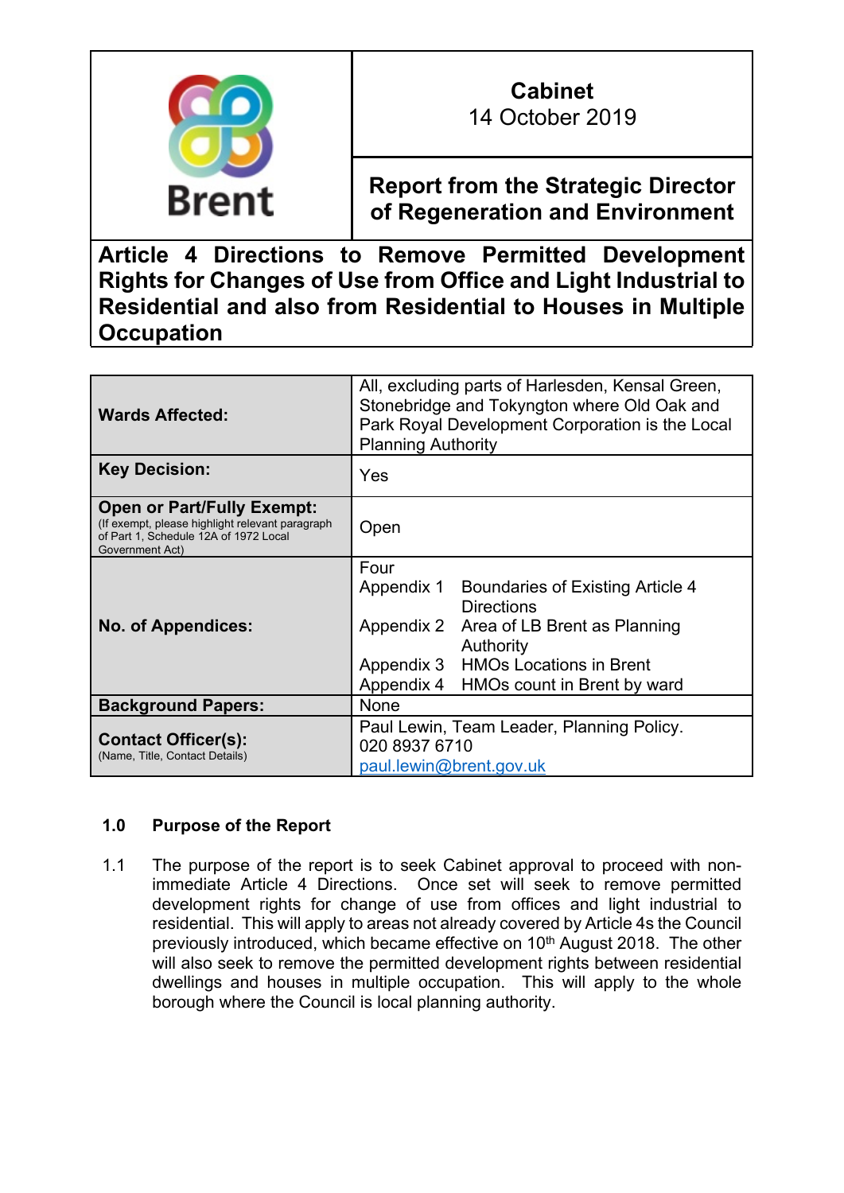| Brent | **Cabinet**<br>14 October 2019 |
|---|---|
| | **Report from the Strategic Director of Regeneration and Environment** |

# Article 4 Directions to Remove Permitted Development Rights for Changes of Use from Office and Light Industrial to Residential and also from Residential to Houses in Multiple Occupation

| | |
|---|---|
| **Wards Affected:** | All, excluding parts of Harlesden, Kensal Green, Stonebridge and Tokyngton where Old Oak and Park Royal Development Corporation is the Local Planning Authority |
| **Key Decision:** | Yes |
| **Open or Part/Fully Exempt:**<br>(If exempt, please highlight relevant paragraph of Part 1, Schedule 12A of 1972 Local Government Act) | Open |
| **No. of Appendices:** | Four<br>Appendix 1 Boundaries of Existing Article 4 Directions<br>Appendix 2 Area of LB Brent as Planning Authority<br>Appendix 3 HMOs Locations in Brent<br>Appendix 4 HMOs count in Brent by ward |
| **Background Papers:** | None |
| **Contact Officer(s):**<br>(Name, Title, Contact Details) | Paul Lewin, Team Leader, Planning Policy.<br>020 8937 6710<br>paul.lewin@brent.gov.uk |

## 1.0 Purpose of the Report

1.1 The purpose of the report is to seek Cabinet approval to proceed with non-immediate Article 4 Directions. Once set will seek to remove permitted development rights for change of use from offices and light industrial to residential. This will apply to areas not already covered by Article 4s the Council previously introduced, which became effective on 10th August 2018. The other will also seek to remove the permitted development rights between residential dwellings and houses in multiple occupation. This will apply to the whole borough where the Council is local planning authority.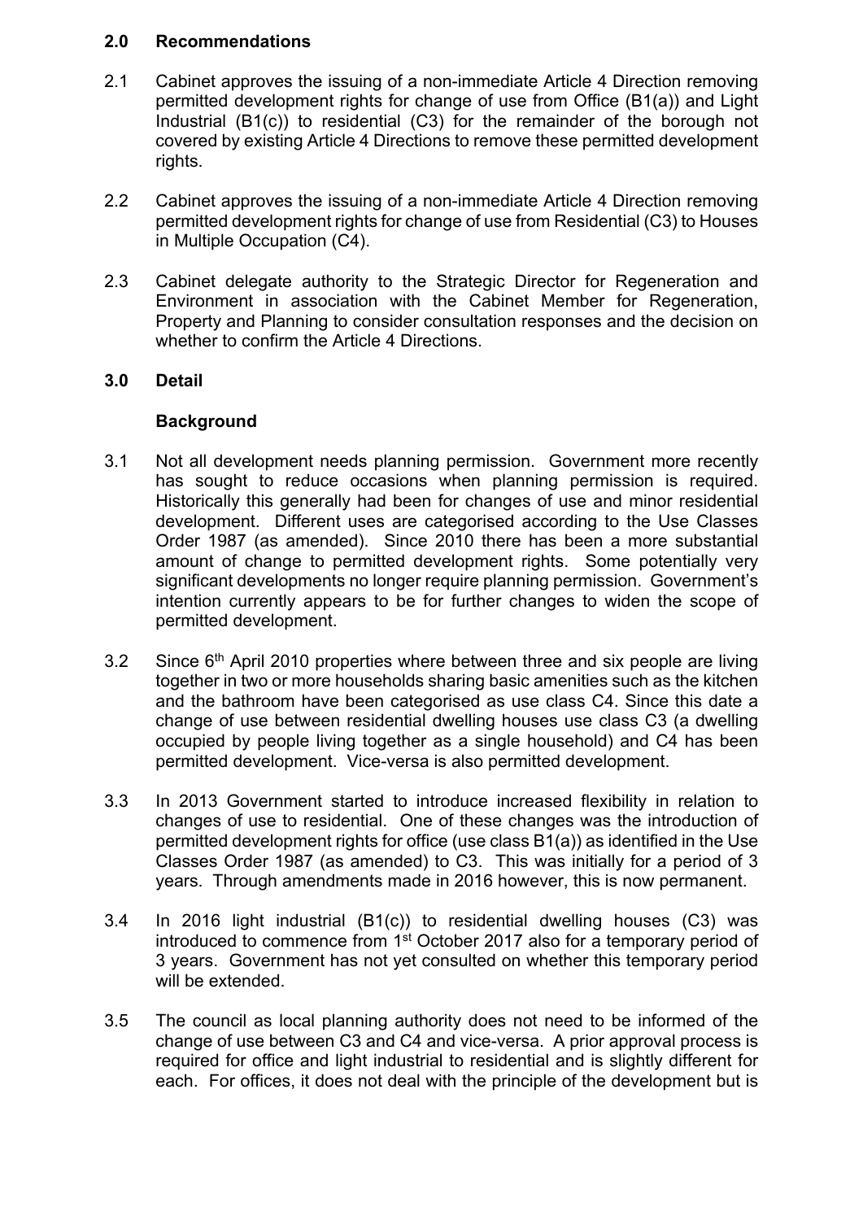## 2.0 Recommendations

2.1 Cabinet approves the issuing of a non-immediate Article 4 Direction removing permitted development rights for change of use from Office (B1(a)) and Light Industrial (B1(c)) to residential (C3) for the remainder of the borough not covered by existing Article 4 Directions to remove these permitted development rights.

2.2 Cabinet approves the issuing of a non-immediate Article 4 Direction removing permitted development rights for change of use from Residential (C3) to Houses in Multiple Occupation (C4).

2.3 Cabinet delegate authority to the Strategic Director for Regeneration and Environment in association with the Cabinet Member for Regeneration, Property and Planning to consider consultation responses and the decision on whether to confirm the Article 4 Directions.

## 3.0 Detail

### Background

3.1 Not all development needs planning permission. Government more recently has sought to reduce occasions when planning permission is required. Historically this generally had been for changes of use and minor residential development. Different uses are categorised according to the Use Classes Order 1987 (as amended). Since 2010 there has been a more substantial amount of change to permitted development rights. Some potentially very significant developments no longer require planning permission. Government's intention currently appears to be for further changes to widen the scope of permitted development.

3.2 Since 6th April 2010 properties where between three and six people are living together in two or more households sharing basic amenities such as the kitchen and the bathroom have been categorised as use class C4. Since this date a change of use between residential dwelling houses use class C3 (a dwelling occupied by people living together as a single household) and C4 has been permitted development. Vice-versa is also permitted development.

3.3 In 2013 Government started to introduce increased flexibility in relation to changes of use to residential. One of these changes was the introduction of permitted development rights for office (use class B1(a)) as identified in the Use Classes Order 1987 (as amended) to C3. This was initially for a period of 3 years. Through amendments made in 2016 however, this is now permanent.

3.4 In 2016 light industrial (B1(c)) to residential dwelling houses (C3) was introduced to commence from 1st October 2017 also for a temporary period of 3 years. Government has not yet consulted on whether this temporary period will be extended.

3.5 The council as local planning authority does not need to be informed of the change of use between C3 and C4 and vice-versa. A prior approval process is required for office and light industrial to residential and is slightly different for each. For offices, it does not deal with the principle of the development but is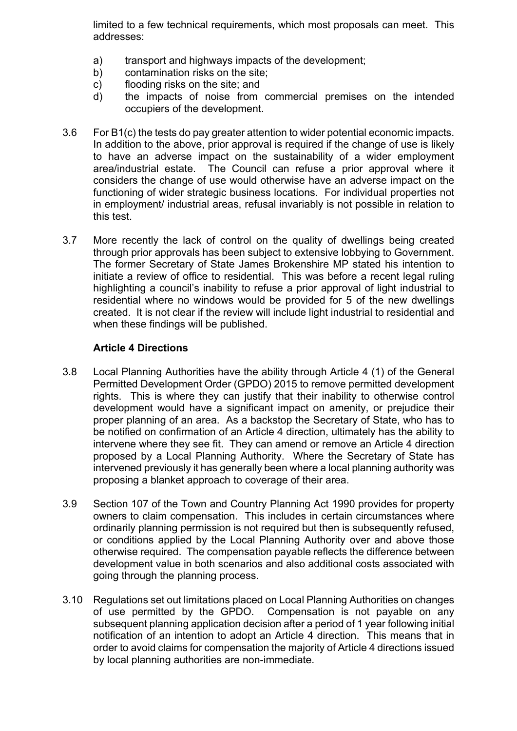limited to a few technical requirements, which most proposals can meet. This addresses:

a) transport and highways impacts of the development;
b) contamination risks on the site;
c) flooding risks on the site; and
d) the impacts of noise from commercial premises on the intended occupiers of the development.

3.6 For B1(c) the tests do pay greater attention to wider potential economic impacts. In addition to the above, prior approval is required if the change of use is likely to have an adverse impact on the sustainability of a wider employment area/industrial estate. The Council can refuse a prior approval where it considers the change of use would otherwise have an adverse impact on the functioning of wider strategic business locations. For individual properties not in employment/ industrial areas, refusal invariably is not possible in relation to this test.

3.7 More recently the lack of control on the quality of dwellings being created through prior approvals has been subject to extensive lobbying to Government. The former Secretary of State James Brokenshire MP stated his intention to initiate a review of office to residential. This was before a recent legal ruling highlighting a council's inability to refuse a prior approval of light industrial to residential where no windows would be provided for 5 of the new dwellings created. It is not clear if the review will include light industrial to residential and when these findings will be published.

**Article 4 Directions**

3.8 Local Planning Authorities have the ability through Article 4 (1) of the General Permitted Development Order (GPDO) 2015 to remove permitted development rights. This is where they can justify that their inability to otherwise control development would have a significant impact on amenity, or prejudice their proper planning of an area. As a backstop the Secretary of State, who has to be notified on confirmation of an Article 4 direction, ultimately has the ability to intervene where they see fit. They can amend or remove an Article 4 direction proposed by a Local Planning Authority. Where the Secretary of State has intervened previously it has generally been where a local planning authority was proposing a blanket approach to coverage of their area.

3.9 Section 107 of the Town and Country Planning Act 1990 provides for property owners to claim compensation. This includes in certain circumstances where ordinarily planning permission is not required but then is subsequently refused, or conditions applied by the Local Planning Authority over and above those otherwise required. The compensation payable reflects the difference between development value in both scenarios and also additional costs associated with going through the planning process.

3.10 Regulations set out limitations placed on Local Planning Authorities on changes of use permitted by the GPDO. Compensation is not payable on any subsequent planning application decision after a period of 1 year following initial notification of an intention to adopt an Article 4 direction. This means that in order to avoid claims for compensation the majority of Article 4 directions issued by local planning authorities are non-immediate.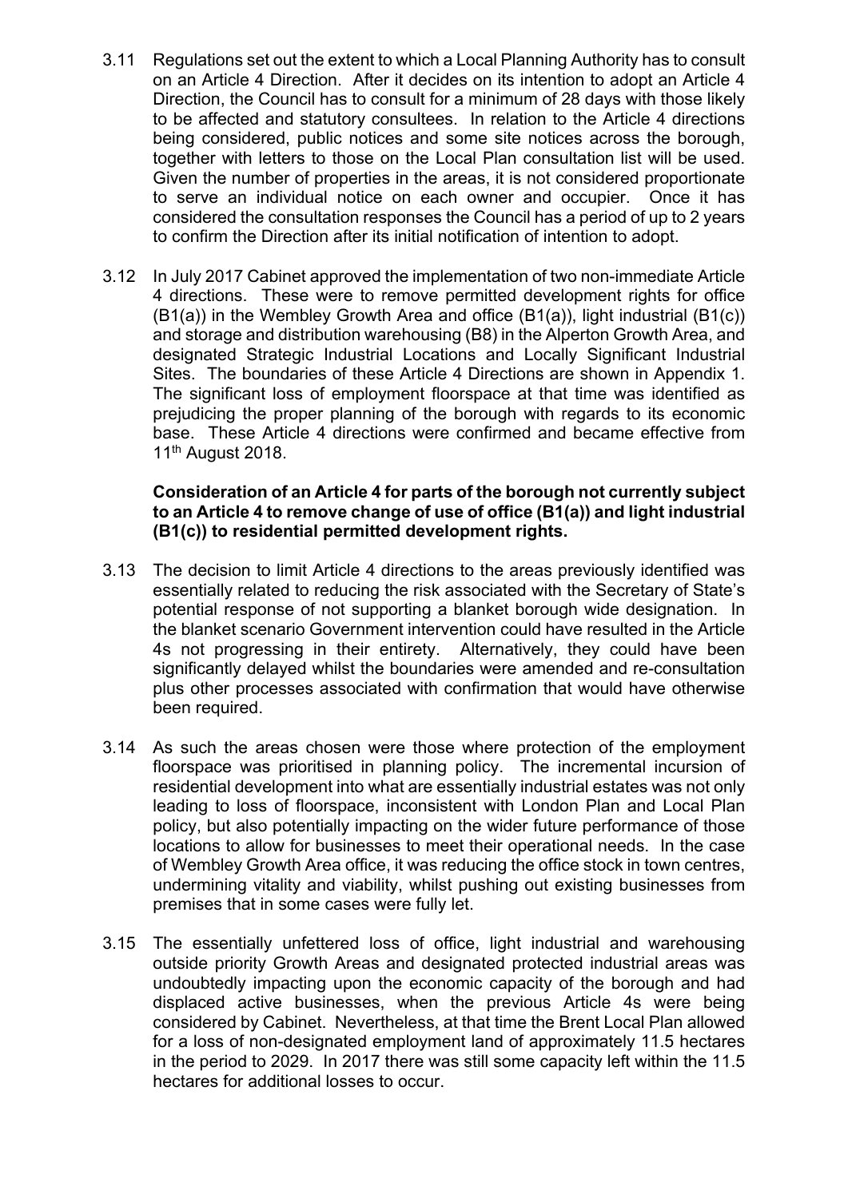3.11 Regulations set out the extent to which a Local Planning Authority has to consult on an Article 4 Direction. After it decides on its intention to adopt an Article 4 Direction, the Council has to consult for a minimum of 28 days with those likely to be affected and statutory consultees. In relation to the Article 4 directions being considered, public notices and some site notices across the borough, together with letters to those on the Local Plan consultation list will be used. Given the number of properties in the areas, it is not considered proportionate to serve an individual notice on each owner and occupier. Once it has considered the consultation responses the Council has a period of up to 2 years to confirm the Direction after its initial notification of intention to adopt.

3.12 In July 2017 Cabinet approved the implementation of two non-immediate Article 4 directions. These were to remove permitted development rights for office (B1(a)) in the Wembley Growth Area and office (B1(a)), light industrial (B1(c)) and storage and distribution warehousing (B8) in the Alperton Growth Area, and designated Strategic Industrial Locations and Locally Significant Industrial Sites. The boundaries of these Article 4 Directions are shown in Appendix 1. The significant loss of employment floorspace at that time was identified as prejudicing the proper planning of the borough with regards to its economic base. These Article 4 directions were confirmed and became effective from 11th August 2018.

**Consideration of an Article 4 for parts of the borough not currently subject to an Article 4 to remove change of use of office (B1(a)) and light industrial (B1(c)) to residential permitted development rights.**

3.13 The decision to limit Article 4 directions to the areas previously identified was essentially related to reducing the risk associated with the Secretary of State's potential response of not supporting a blanket borough wide designation. In the blanket scenario Government intervention could have resulted in the Article 4s not progressing in their entirety. Alternatively, they could have been significantly delayed whilst the boundaries were amended and re-consultation plus other processes associated with confirmation that would have otherwise been required.

3.14 As such the areas chosen were those where protection of the employment floorspace was prioritised in planning policy. The incremental incursion of residential development into what are essentially industrial estates was not only leading to loss of floorspace, inconsistent with London Plan and Local Plan policy, but also potentially impacting on the wider future performance of those locations to allow for businesses to meet their operational needs. In the case of Wembley Growth Area office, it was reducing the office stock in town centres, undermining vitality and viability, whilst pushing out existing businesses from premises that in some cases were fully let.

3.15 The essentially unfettered loss of office, light industrial and warehousing outside priority Growth Areas and designated protected industrial areas was undoubtedly impacting upon the economic capacity of the borough and had displaced active businesses, when the previous Article 4s were being considered by Cabinet. Nevertheless, at that time the Brent Local Plan allowed for a loss of non-designated employment land of approximately 11.5 hectares in the period to 2029. In 2017 there was still some capacity left within the 11.5 hectares for additional losses to occur.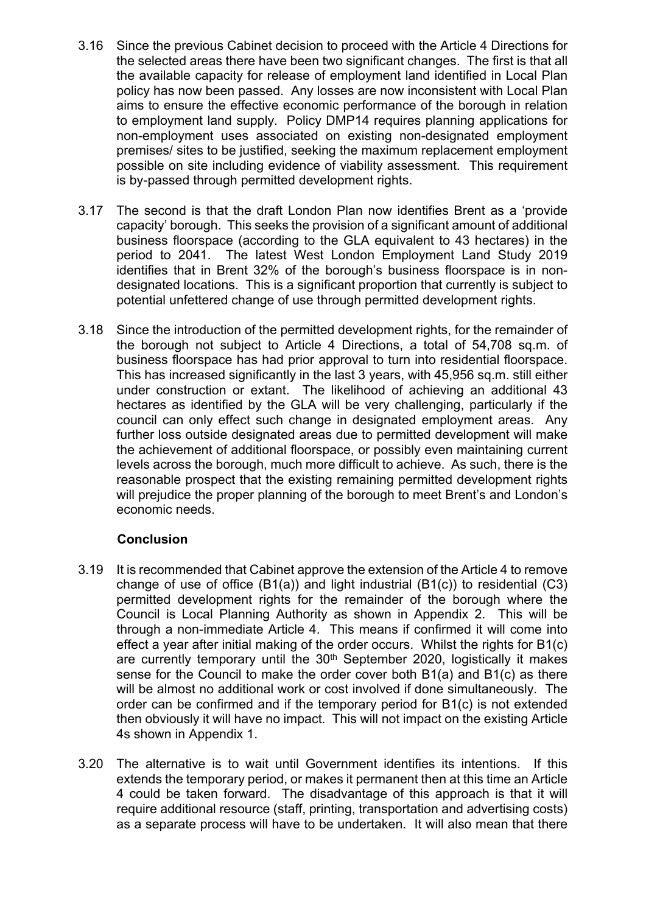3.16 Since the previous Cabinet decision to proceed with the Article 4 Directions for the selected areas there have been two significant changes. The first is that all the available capacity for release of employment land identified in Local Plan policy has now been passed. Any losses are now inconsistent with Local Plan aims to ensure the effective economic performance of the borough in relation to employment land supply. Policy DMP14 requires planning applications for non-employment uses associated on existing non-designated employment premises/ sites to be justified, seeking the maximum replacement employment possible on site including evidence of viability assessment. This requirement is by-passed through permitted development rights.

3.17 The second is that the draft London Plan now identifies Brent as a 'provide capacity' borough. This seeks the provision of a significant amount of additional business floorspace (according to the GLA equivalent to 43 hectares) in the period to 2041. The latest West London Employment Land Study 2019 identifies that in Brent 32% of the borough's business floorspace is in non-designated locations. This is a significant proportion that currently is subject to potential unfettered change of use through permitted development rights.

3.18 Since the introduction of the permitted development rights, for the remainder of the borough not subject to Article 4 Directions, a total of 54,708 sq.m. of business floorspace has had prior approval to turn into residential floorspace. This has increased significantly in the last 3 years, with 45,956 sq.m. still either under construction or extant. The likelihood of achieving an additional 43 hectares as identified by the GLA will be very challenging, particularly if the council can only effect such change in designated employment areas. Any further loss outside designated areas due to permitted development will make the achievement of additional floorspace, or possibly even maintaining current levels across the borough, much more difficult to achieve. As such, there is the reasonable prospect that the existing remaining permitted development rights will prejudice the proper planning of the borough to meet Brent's and London's economic needs.

**Conclusion**

3.19 It is recommended that Cabinet approve the extension of the Article 4 to remove change of use of office (B1(a)) and light industrial (B1(c)) to residential (C3) permitted development rights for the remainder of the borough where the Council is Local Planning Authority as shown in Appendix 2. This will be through a non-immediate Article 4. This means if confirmed it will come into effect a year after initial making of the order occurs. Whilst the rights for B1(c) are currently temporary until the 30th September 2020, logistically it makes sense for the Council to make the order cover both B1(a) and B1(c) as there will be almost no additional work or cost involved if done simultaneously. The order can be confirmed and if the temporary period for B1(c) is not extended then obviously it will have no impact. This will not impact on the existing Article 4s shown in Appendix 1.

3.20 The alternative is to wait until Government identifies its intentions. If this extends the temporary period, or makes it permanent then at this time an Article 4 could be taken forward. The disadvantage of this approach is that it will require additional resource (staff, printing, transportation and advertising costs) as a separate process will have to be undertaken. It will also mean that there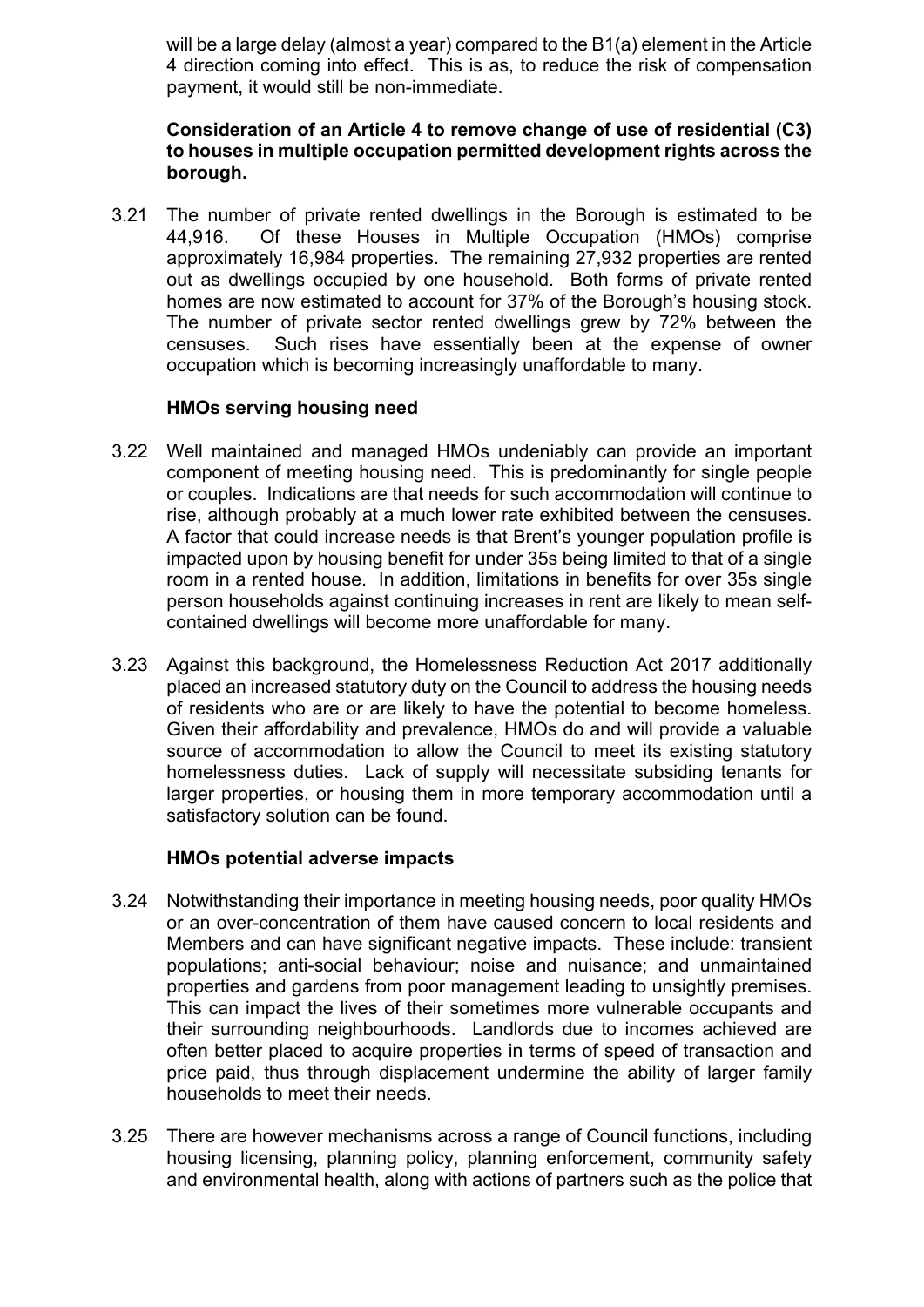will be a large delay (almost a year) compared to the B1(a) element in the Article 4 direction coming into effect. This is as, to reduce the risk of compensation payment, it would still be non-immediate.

**Consideration of an Article 4 to remove change of use of residential (C3) to houses in multiple occupation permitted development rights across the borough.**

3.21 The number of private rented dwellings in the Borough is estimated to be 44,916. Of these Houses in Multiple Occupation (HMOs) comprise approximately 16,984 properties. The remaining 27,932 properties are rented out as dwellings occupied by one household. Both forms of private rented homes are now estimated to account for 37% of the Borough's housing stock. The number of private sector rented dwellings grew by 72% between the censuses. Such rises have essentially been at the expense of owner occupation which is becoming increasingly unaffordable to many.

**HMOs serving housing need**

3.22 Well maintained and managed HMOs undeniably can provide an important component of meeting housing need. This is predominantly for single people or couples. Indications are that needs for such accommodation will continue to rise, although probably at a much lower rate exhibited between the censuses. A factor that could increase needs is that Brent's younger population profile is impacted upon by housing benefit for under 35s being limited to that of a single room in a rented house. In addition, limitations in benefits for over 35s single person households against continuing increases in rent are likely to mean self-contained dwellings will become more unaffordable for many.

3.23 Against this background, the Homelessness Reduction Act 2017 additionally placed an increased statutory duty on the Council to address the housing needs of residents who are or are likely to have the potential to become homeless. Given their affordability and prevalence, HMOs do and will provide a valuable source of accommodation to allow the Council to meet its existing statutory homelessness duties. Lack of supply will necessitate subsiding tenants for larger properties, or housing them in more temporary accommodation until a satisfactory solution can be found.

**HMOs potential adverse impacts**

3.24 Notwithstanding their importance in meeting housing needs, poor quality HMOs or an over-concentration of them have caused concern to local residents and Members and can have significant negative impacts. These include: transient populations; anti-social behaviour; noise and nuisance; and unmaintained properties and gardens from poor management leading to unsightly premises. This can impact the lives of their sometimes more vulnerable occupants and their surrounding neighbourhoods. Landlords due to incomes achieved are often better placed to acquire properties in terms of speed of transaction and price paid, thus through displacement undermine the ability of larger family households to meet their needs.

3.25 There are however mechanisms across a range of Council functions, including housing licensing, planning policy, planning enforcement, community safety and environmental health, along with actions of partners such as the police that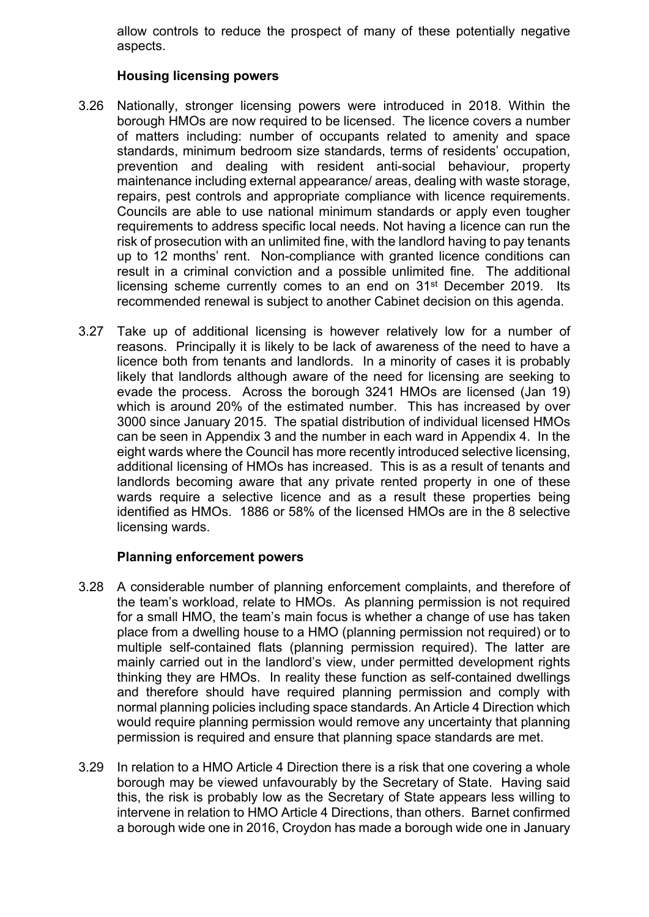allow controls to reduce the prospect of many of these potentially negative aspects.

### Housing licensing powers

3.26 Nationally, stronger licensing powers were introduced in 2018. Within the borough HMOs are now required to be licensed. The licence covers a number of matters including: number of occupants related to amenity and space standards, minimum bedroom size standards, terms of residents' occupation, prevention and dealing with resident anti-social behaviour, property maintenance including external appearance/ areas, dealing with waste storage, repairs, pest controls and appropriate compliance with licence requirements. Councils are able to use national minimum standards or apply even tougher requirements to address specific local needs. Not having a licence can run the risk of prosecution with an unlimited fine, with the landlord having to pay tenants up to 12 months' rent. Non-compliance with granted licence conditions can result in a criminal conviction and a possible unlimited fine. The additional licensing scheme currently comes to an end on 31st December 2019. Its recommended renewal is subject to another Cabinet decision on this agenda.

3.27 Take up of additional licensing is however relatively low for a number of reasons. Principally it is likely to be lack of awareness of the need to have a licence both from tenants and landlords. In a minority of cases it is probably likely that landlords although aware of the need for licensing are seeking to evade the process. Across the borough 3241 HMOs are licensed (Jan 19) which is around 20% of the estimated number. This has increased by over 3000 since January 2015. The spatial distribution of individual licensed HMOs can be seen in Appendix 3 and the number in each ward in Appendix 4. In the eight wards where the Council has more recently introduced selective licensing, additional licensing of HMOs has increased. This is as a result of tenants and landlords becoming aware that any private rented property in one of these wards require a selective licence and as a result these properties being identified as HMOs. 1886 or 58% of the licensed HMOs are in the 8 selective licensing wards.

### Planning enforcement powers

3.28 A considerable number of planning enforcement complaints, and therefore of the team's workload, relate to HMOs. As planning permission is not required for a small HMO, the team's main focus is whether a change of use has taken place from a dwelling house to a HMO (planning permission not required) or to multiple self-contained flats (planning permission required). The latter are mainly carried out in the landlord's view, under permitted development rights thinking they are HMOs. In reality these function as self-contained dwellings and therefore should have required planning permission and comply with normal planning policies including space standards. An Article 4 Direction which would require planning permission would remove any uncertainty that planning permission is required and ensure that planning space standards are met.

3.29 In relation to a HMO Article 4 Direction there is a risk that one covering a whole borough may be viewed unfavourably by the Secretary of State. Having said this, the risk is probably low as the Secretary of State appears less willing to intervene in relation to HMO Article 4 Directions, than others. Barnet confirmed a borough wide one in 2016, Croydon has made a borough wide one in January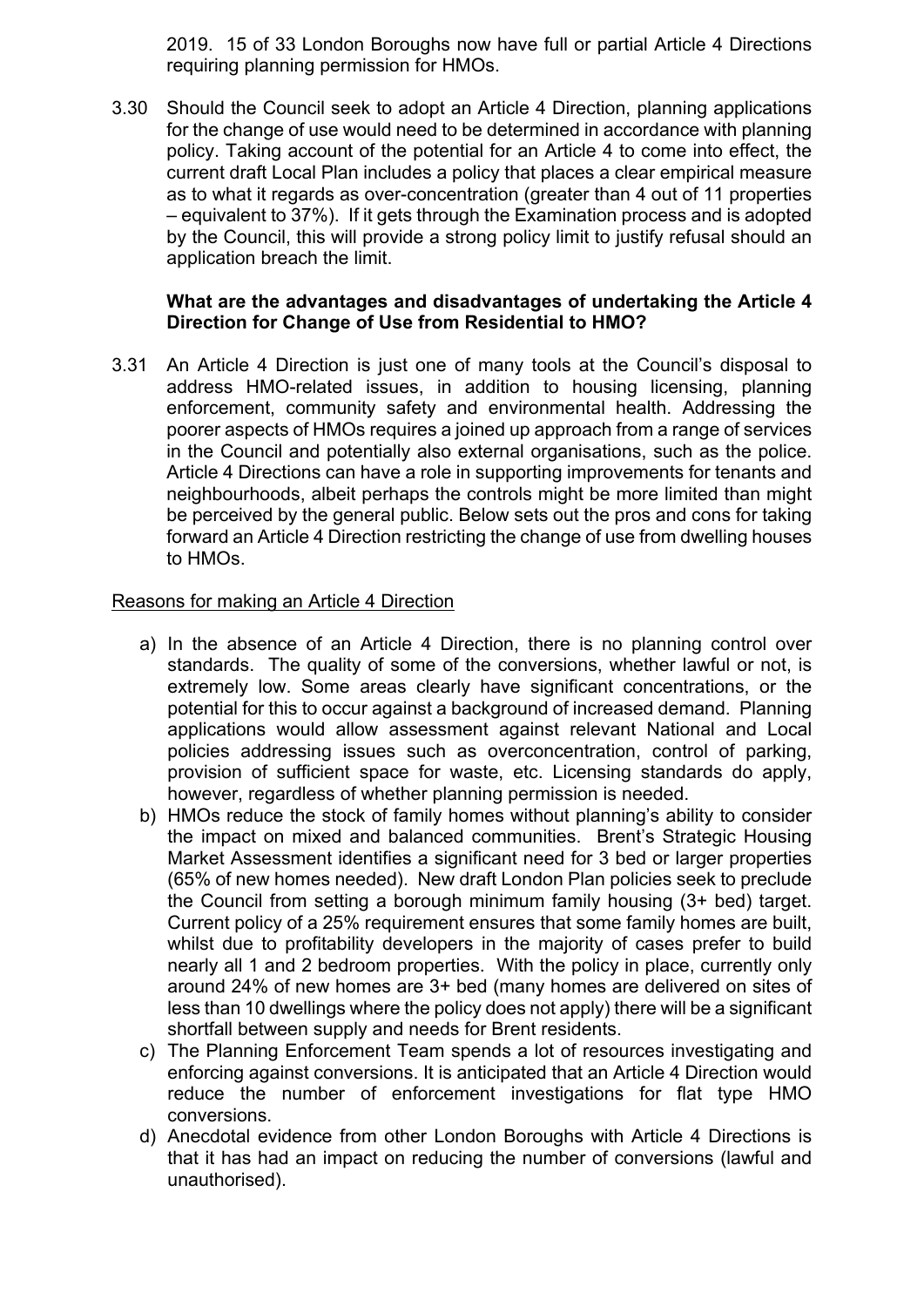2019. 15 of 33 London Boroughs now have full or partial Article 4 Directions requiring planning permission for HMOs.

3.30 Should the Council seek to adopt an Article 4 Direction, planning applications for the change of use would need to be determined in accordance with planning policy. Taking account of the potential for an Article 4 to come into effect, the current draft Local Plan includes a policy that places a clear empirical measure as to what it regards as over-concentration (greater than 4 out of 11 properties – equivalent to 37%). If it gets through the Examination process and is adopted by the Council, this will provide a strong policy limit to justify refusal should an application breach the limit.

**What are the advantages and disadvantages of undertaking the Article 4 Direction for Change of Use from Residential to HMO?**

3.31 An Article 4 Direction is just one of many tools at the Council's disposal to address HMO-related issues, in addition to housing licensing, planning enforcement, community safety and environmental health. Addressing the poorer aspects of HMOs requires a joined up approach from a range of services in the Council and potentially also external organisations, such as the police. Article 4 Directions can have a role in supporting improvements for tenants and neighbourhoods, albeit perhaps the controls might be more limited than might be perceived by the general public. Below sets out the pros and cons for taking forward an Article 4 Direction restricting the change of use from dwelling houses to HMOs.

<u>Reasons for making an Article 4 Direction</u>

a) In the absence of an Article 4 Direction, there is no planning control over standards. The quality of some of the conversions, whether lawful or not, is extremely low. Some areas clearly have significant concentrations, or the potential for this to occur against a background of increased demand. Planning applications would allow assessment against relevant National and Local policies addressing issues such as overconcentration, control of parking, provision of sufficient space for waste, etc. Licensing standards do apply, however, regardless of whether planning permission is needed.
b) HMOs reduce the stock of family homes without planning's ability to consider the impact on mixed and balanced communities. Brent's Strategic Housing Market Assessment identifies a significant need for 3 bed or larger properties (65% of new homes needed). New draft London Plan policies seek to preclude the Council from setting a borough minimum family housing (3+ bed) target. Current policy of a 25% requirement ensures that some family homes are built, whilst due to profitability developers in the majority of cases prefer to build nearly all 1 and 2 bedroom properties. With the policy in place, currently only around 24% of new homes are 3+ bed (many homes are delivered on sites of less than 10 dwellings where the policy does not apply) there will be a significant shortfall between supply and needs for Brent residents.
c) The Planning Enforcement Team spends a lot of resources investigating and enforcing against conversions. It is anticipated that an Article 4 Direction would reduce the number of enforcement investigations for flat type HMO conversions.
d) Anecdotal evidence from other London Boroughs with Article 4 Directions is that it has had an impact on reducing the number of conversions (lawful and unauthorised).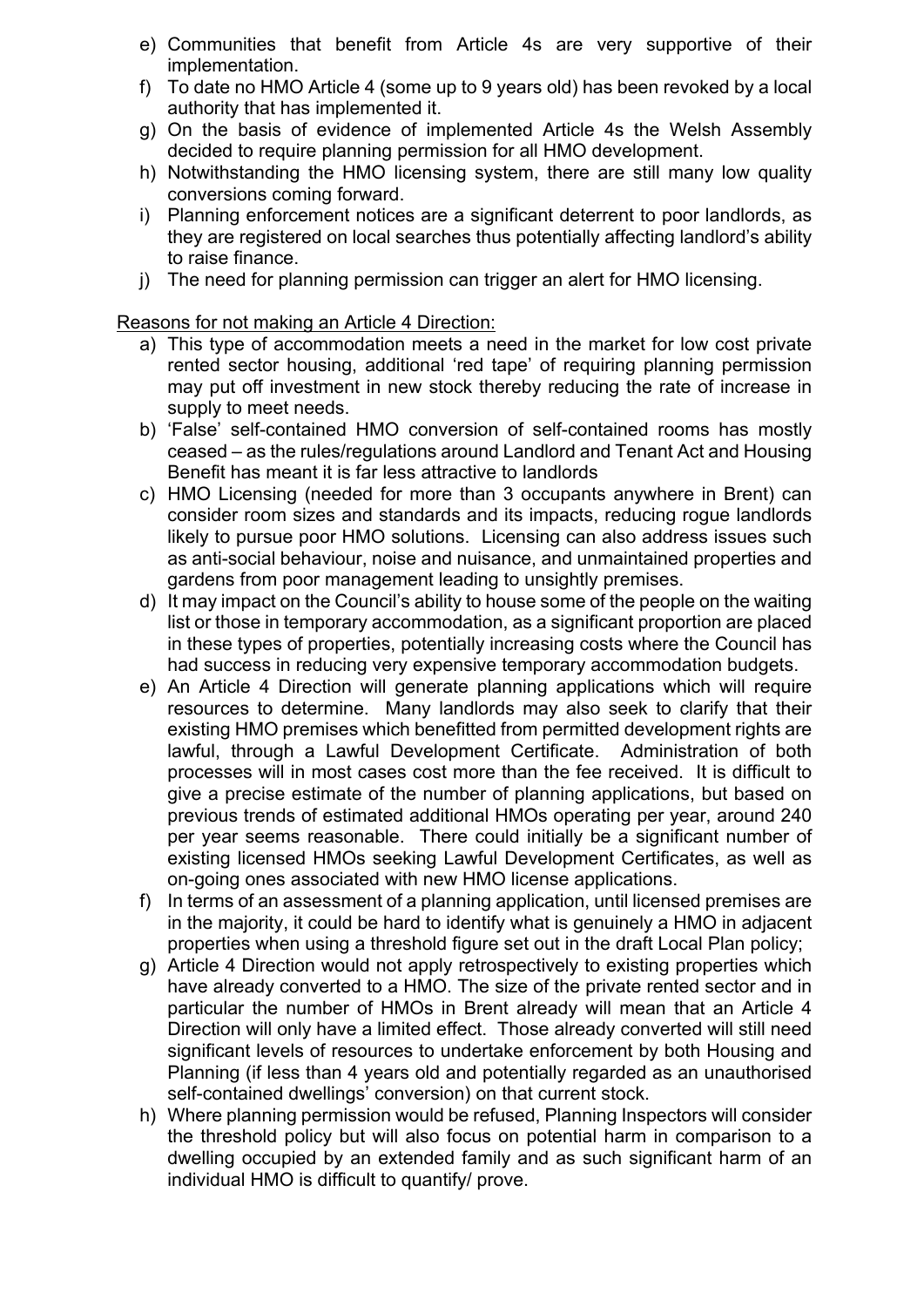e) Communities that benefit from Article 4s are very supportive of their implementation.
f) To date no HMO Article 4 (some up to 9 years old) has been revoked by a local authority that has implemented it.
g) On the basis of evidence of implemented Article 4s the Welsh Assembly decided to require planning permission for all HMO development.
h) Notwithstanding the HMO licensing system, there are still many low quality conversions coming forward.
i) Planning enforcement notices are a significant deterrent to poor landlords, as they are registered on local searches thus potentially affecting landlord's ability to raise finance.
j) The need for planning permission can trigger an alert for HMO licensing.

<u>Reasons for not making an Article 4 Direction:</u>

a) This type of accommodation meets a need in the market for low cost private rented sector housing, additional 'red tape' of requiring planning permission may put off investment in new stock thereby reducing the rate of increase in supply to meet needs.
b) 'False' self-contained HMO conversion of self-contained rooms has mostly ceased – as the rules/regulations around Landlord and Tenant Act and Housing Benefit has meant it is far less attractive to landlords
c) HMO Licensing (needed for more than 3 occupants anywhere in Brent) can consider room sizes and standards and its impacts, reducing rogue landlords likely to pursue poor HMO solutions. Licensing can also address issues such as anti-social behaviour, noise and nuisance, and unmaintained properties and gardens from poor management leading to unsightly premises.
d) It may impact on the Council's ability to house some of the people on the waiting list or those in temporary accommodation, as a significant proportion are placed in these types of properties, potentially increasing costs where the Council has had success in reducing very expensive temporary accommodation budgets.
e) An Article 4 Direction will generate planning applications which will require resources to determine. Many landlords may also seek to clarify that their existing HMO premises which benefitted from permitted development rights are lawful, through a Lawful Development Certificate. Administration of both processes will in most cases cost more than the fee received. It is difficult to give a precise estimate of the number of planning applications, but based on previous trends of estimated additional HMOs operating per year, around 240 per year seems reasonable. There could initially be a significant number of existing licensed HMOs seeking Lawful Development Certificates, as well as on-going ones associated with new HMO license applications.
f) In terms of an assessment of a planning application, until licensed premises are in the majority, it could be hard to identify what is genuinely a HMO in adjacent properties when using a threshold figure set out in the draft Local Plan policy;
g) Article 4 Direction would not apply retrospectively to existing properties which have already converted to a HMO. The size of the private rented sector and in particular the number of HMOs in Brent already will mean that an Article 4 Direction will only have a limited effect. Those already converted will still need significant levels of resources to undertake enforcement by both Housing and Planning (if less than 4 years old and potentially regarded as an unauthorised self-contained dwellings' conversion) on that current stock.
h) Where planning permission would be refused, Planning Inspectors will consider the threshold policy but will also focus on potential harm in comparison to a dwelling occupied by an extended family and as such significant harm of an individual HMO is difficult to quantify/ prove.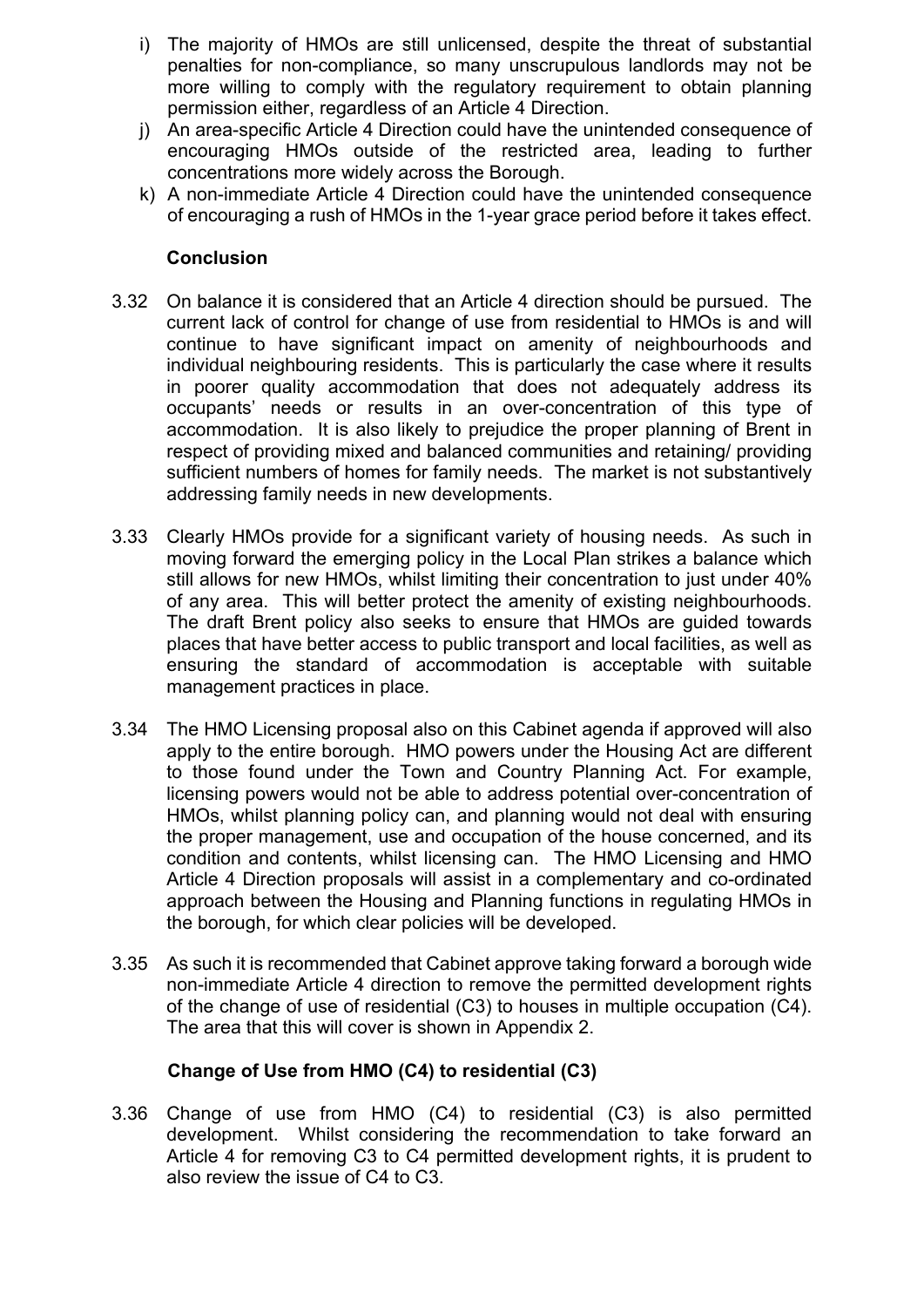i) The majority of HMOs are still unlicensed, despite the threat of substantial penalties for non-compliance, so many unscrupulous landlords may not be more willing to comply with the regulatory requirement to obtain planning permission either, regardless of an Article 4 Direction.

j) An area-specific Article 4 Direction could have the unintended consequence of encouraging HMOs outside of the restricted area, leading to further concentrations more widely across the Borough.

k) A non-immediate Article 4 Direction could have the unintended consequence of encouraging a rush of HMOs in the 1-year grace period before it takes effect.

**Conclusion**

3.32 On balance it is considered that an Article 4 direction should be pursued. The current lack of control for change of use from residential to HMOs is and will continue to have significant impact on amenity of neighbourhoods and individual neighbouring residents. This is particularly the case where it results in poorer quality accommodation that does not adequately address its occupants' needs or results in an over-concentration of this type of accommodation. It is also likely to prejudice the proper planning of Brent in respect of providing mixed and balanced communities and retaining/ providing sufficient numbers of homes for family needs. The market is not substantively addressing family needs in new developments.

3.33 Clearly HMOs provide for a significant variety of housing needs. As such in moving forward the emerging policy in the Local Plan strikes a balance which still allows for new HMOs, whilst limiting their concentration to just under 40% of any area. This will better protect the amenity of existing neighbourhoods. The draft Brent policy also seeks to ensure that HMOs are guided towards places that have better access to public transport and local facilities, as well as ensuring the standard of accommodation is acceptable with suitable management practices in place.

3.34 The HMO Licensing proposal also on this Cabinet agenda if approved will also apply to the entire borough. HMO powers under the Housing Act are different to those found under the Town and Country Planning Act. For example, licensing powers would not be able to address potential over-concentration of HMOs, whilst planning policy can, and planning would not deal with ensuring the proper management, use and occupation of the house concerned, and its condition and contents, whilst licensing can. The HMO Licensing and HMO Article 4 Direction proposals will assist in a complementary and co-ordinated approach between the Housing and Planning functions in regulating HMOs in the borough, for which clear policies will be developed.

3.35 As such it is recommended that Cabinet approve taking forward a borough wide non-immediate Article 4 direction to remove the permitted development rights of the change of use of residential (C3) to houses in multiple occupation (C4). The area that this will cover is shown in Appendix 2.

**Change of Use from HMO (C4) to residential (C3)**

3.36 Change of use from HMO (C4) to residential (C3) is also permitted development. Whilst considering the recommendation to take forward an Article 4 for removing C3 to C4 permitted development rights, it is prudent to also review the issue of C4 to C3.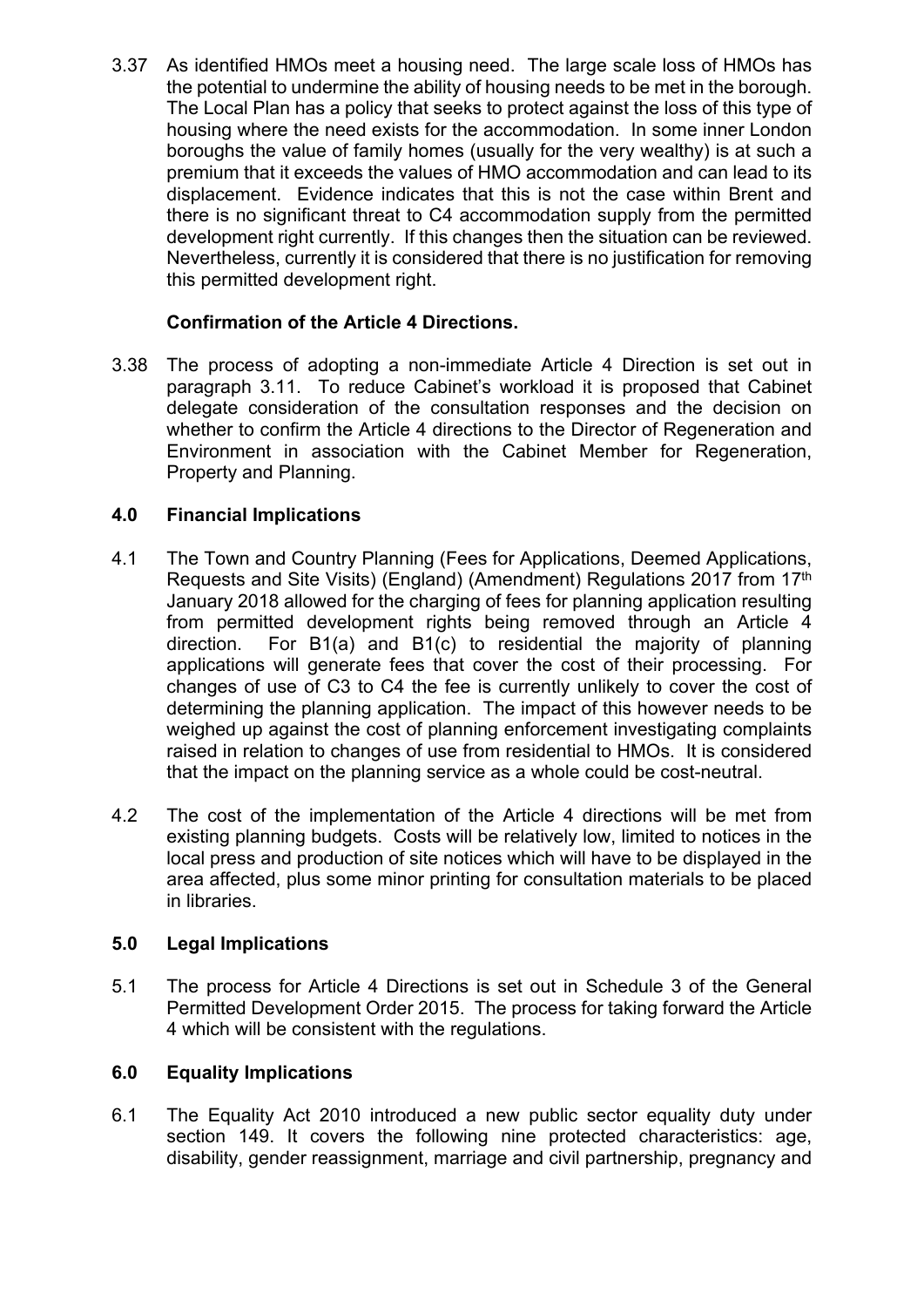3.37 As identified HMOs meet a housing need. The large scale loss of HMOs has the potential to undermine the ability of housing needs to be met in the borough. The Local Plan has a policy that seeks to protect against the loss of this type of housing where the need exists for the accommodation. In some inner London boroughs the value of family homes (usually for the very wealthy) is at such a premium that it exceeds the values of HMO accommodation and can lead to its displacement. Evidence indicates that this is not the case within Brent and there is no significant threat to C4 accommodation supply from the permitted development right currently. If this changes then the situation can be reviewed. Nevertheless, currently it is considered that there is no justification for removing this permitted development right.

**Confirmation of the Article 4 Directions.**

3.38 The process of adopting a non-immediate Article 4 Direction is set out in paragraph 3.11. To reduce Cabinet's workload it is proposed that Cabinet delegate consideration of the consultation responses and the decision on whether to confirm the Article 4 directions to the Director of Regeneration and Environment in association with the Cabinet Member for Regeneration, Property and Planning.

## 4.0 Financial Implications

4.1 The Town and Country Planning (Fees for Applications, Deemed Applications, Requests and Site Visits) (England) (Amendment) Regulations 2017 from 17th January 2018 allowed for the charging of fees for planning application resulting from permitted development rights being removed through an Article 4 direction. For B1(a) and B1(c) to residential the majority of planning applications will generate fees that cover the cost of their processing. For changes of use of C3 to C4 the fee is currently unlikely to cover the cost of determining the planning application. The impact of this however needs to be weighed up against the cost of planning enforcement investigating complaints raised in relation to changes of use from residential to HMOs. It is considered that the impact on the planning service as a whole could be cost-neutral.

4.2 The cost of the implementation of the Article 4 directions will be met from existing planning budgets. Costs will be relatively low, limited to notices in the local press and production of site notices which will have to be displayed in the area affected, plus some minor printing for consultation materials to be placed in libraries.

## 5.0 Legal Implications

5.1 The process for Article 4 Directions is set out in Schedule 3 of the General Permitted Development Order 2015. The process for taking forward the Article 4 which will be consistent with the regulations.

## 6.0 Equality Implications

6.1 The Equality Act 2010 introduced a new public sector equality duty under section 149. It covers the following nine protected characteristics: age, disability, gender reassignment, marriage and civil partnership, pregnancy and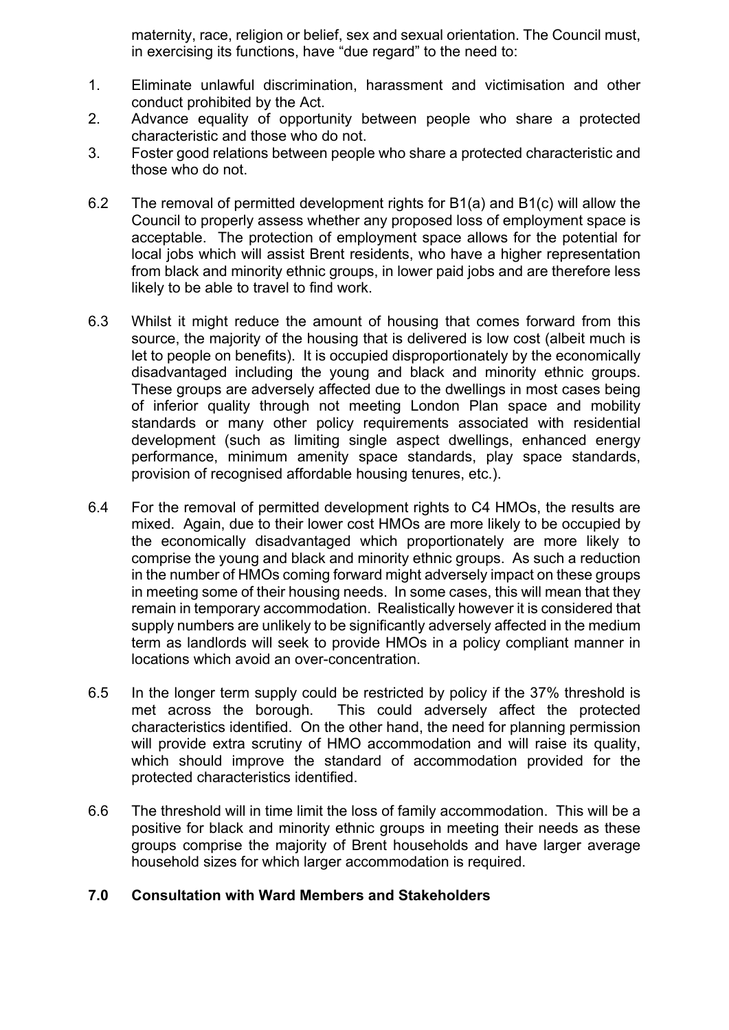maternity, race, religion or belief, sex and sexual orientation. The Council must, in exercising its functions, have "due regard" to the need to:

1. Eliminate unlawful discrimination, harassment and victimisation and other conduct prohibited by the Act.
2. Advance equality of opportunity between people who share a protected characteristic and those who do not.
3. Foster good relations between people who share a protected characteristic and those who do not.

6.2 The removal of permitted development rights for B1(a) and B1(c) will allow the Council to properly assess whether any proposed loss of employment space is acceptable. The protection of employment space allows for the potential for local jobs which will assist Brent residents, who have a higher representation from black and minority ethnic groups, in lower paid jobs and are therefore less likely to be able to travel to find work.

6.3 Whilst it might reduce the amount of housing that comes forward from this source, the majority of the housing that is delivered is low cost (albeit much is let to people on benefits). It is occupied disproportionately by the economically disadvantaged including the young and black and minority ethnic groups. These groups are adversely affected due to the dwellings in most cases being of inferior quality through not meeting London Plan space and mobility standards or many other policy requirements associated with residential development (such as limiting single aspect dwellings, enhanced energy performance, minimum amenity space standards, play space standards, provision of recognised affordable housing tenures, etc.).

6.4 For the removal of permitted development rights to C4 HMOs, the results are mixed. Again, due to their lower cost HMOs are more likely to be occupied by the economically disadvantaged which proportionately are more likely to comprise the young and black and minority ethnic groups. As such a reduction in the number of HMOs coming forward might adversely impact on these groups in meeting some of their housing needs. In some cases, this will mean that they remain in temporary accommodation. Realistically however it is considered that supply numbers are unlikely to be significantly adversely affected in the medium term as landlords will seek to provide HMOs in a policy compliant manner in locations which avoid an over-concentration.

6.5 In the longer term supply could be restricted by policy if the 37% threshold is met across the borough. This could adversely affect the protected characteristics identified. On the other hand, the need for planning permission will provide extra scrutiny of HMO accommodation and will raise its quality, which should improve the standard of accommodation provided for the protected characteristics identified.

6.6 The threshold will in time limit the loss of family accommodation. This will be a positive for black and minority ethnic groups in meeting their needs as these groups comprise the majority of Brent households and have larger average household sizes for which larger accommodation is required.

## 7.0 Consultation with Ward Members and Stakeholders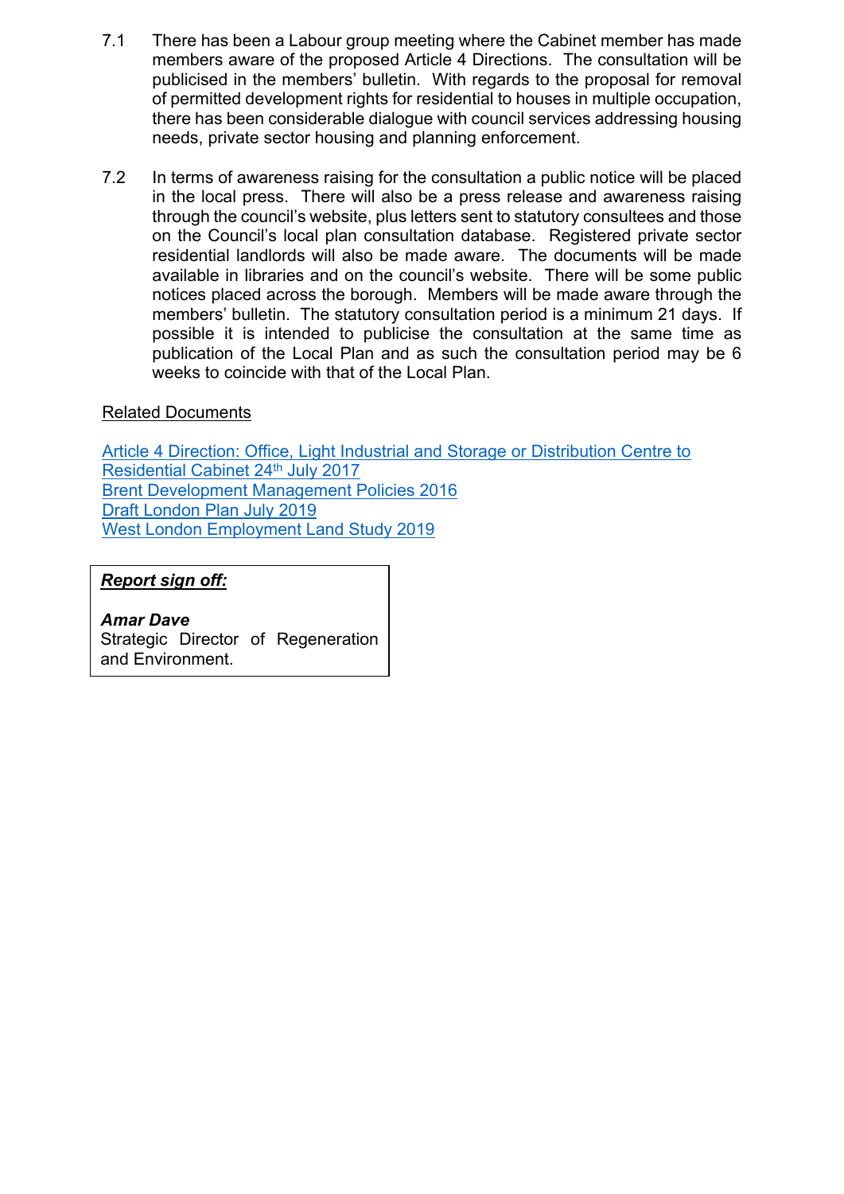7.1 There has been a Labour group meeting where the Cabinet member has made members aware of the proposed Article 4 Directions. The consultation will be publicised in the members' bulletin. With regards to the proposal for removal of permitted development rights for residential to houses in multiple occupation, there has been considerable dialogue with council services addressing housing needs, private sector housing and planning enforcement.

7.2 In terms of awareness raising for the consultation a public notice will be placed in the local press. There will also be a press release and awareness raising through the council's website, plus letters sent to statutory consultees and those on the Council's local plan consultation database. Registered private sector residential landlords will also be made aware. The documents will be made available in libraries and on the council's website. There will be some public notices placed across the borough. Members will be made aware through the members' bulletin. The statutory consultation period is a minimum 21 days. If possible it is intended to publicise the consultation at the same time as publication of the Local Plan and as such the consultation period may be 6 weeks to coincide with that of the Local Plan.

Related Documents

Article 4 Direction: Office, Light Industrial and Storage or Distribution Centre to Residential Cabinet 24th July 2017
Brent Development Management Policies 2016
Draft London Plan July 2019
West London Employment Land Study 2019

***Report sign off:***

***Amar Dave***
Strategic Director of Regeneration and Environment.